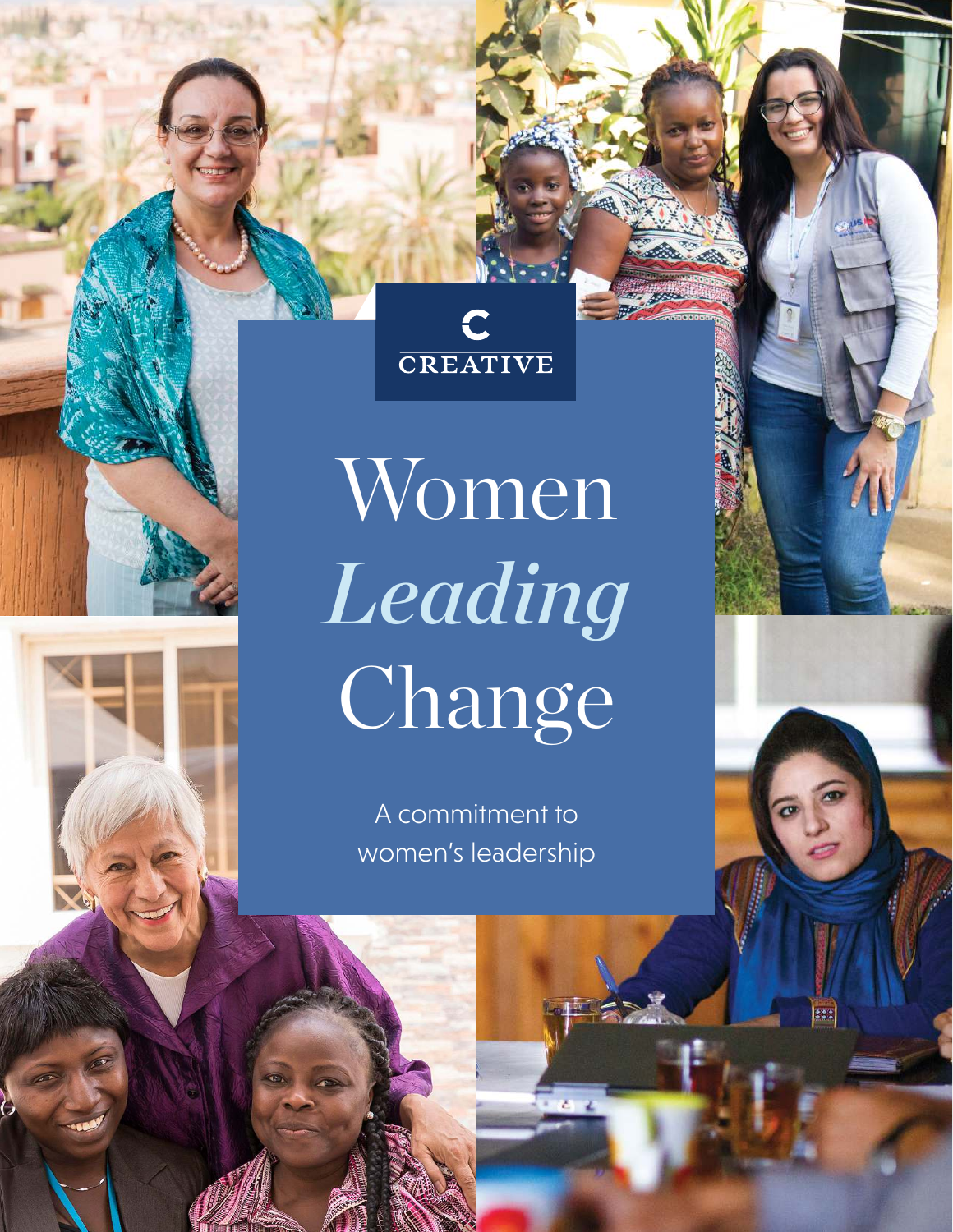CREATIVE

# Women *Leading* Change

A commitment to women's leadership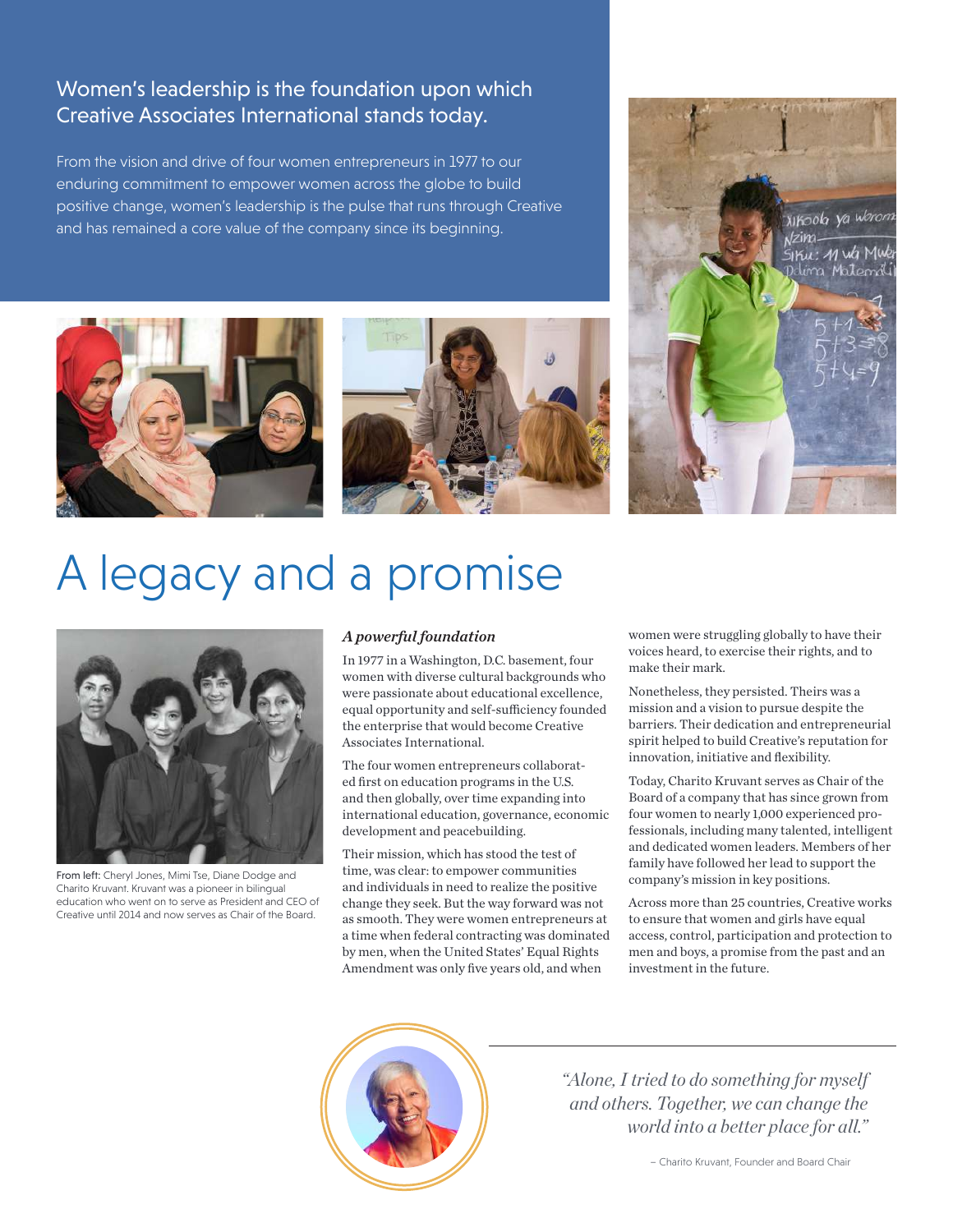## Women's leadership is the foundation upon which Creative Associates International stands today.

From the vision and drive of four women entrepreneurs in 1977 to our enduring commitment to empower women across the globe to build positive change, women's leadership is the pulse that runs through Creative and has remained a core value of the company since its beginning.

# A legacy and a promise

From left: Cheryl Jones, Mimi Tse, Diane Dodge and Charito Kruvant. Kruvant was a pioneer in bilingual education who went on to serve as President and CEO of Creative until 2014 and now serves as Chair of the Board.

### *A powerful foundation*

In 1977 in a Washington, D.C. basement, four women with diverse cultural backgrounds who were passionate about educational excellence, equal opportunity and self-sufficiency founded the enterprise that would become Creative Associates International.

The four women entrepreneurs collaborated first on education programs in the U.S. and then globally, over time expanding into international education, governance, economic development and peacebuilding.

Their mission, which has stood the test of time, was clear: to empower communities and individuals in need to realize the positive change they seek. But the way forward was not as smooth. They were women entrepreneurs at a time when federal contracting was dominated by men, when the United States' Equal Rights Amendment was only five years old, and when women were struggling globally to have their voices heard, to exercise their rights, and to make their mark.

Nonetheless, they persisted. Theirs was a mission and a vision to pursue despite the barriers. Their dedication and entrepreneurial spirit helped to build Creative's reputation for innovation, initiative and flexibility.

Today, Charito Kruvant serves as Chair of the Board of a company that has since grown from four women to nearly 1,000 experienced professionals, including many talented, intelligent and dedicated women leaders. Members of her family have followed her lead to support the company's mission in key positions.

Across more than 25 countries, Creative works to ensure that women and girls have equal access, control, participation and protection to men and boys, a promise from the past and an investment in the future.

> *"Alone, I tried to do something for myself and others. Together, we can change the world into a better place for all."*
>
> – Charito Kruvant, Founder and Board Chair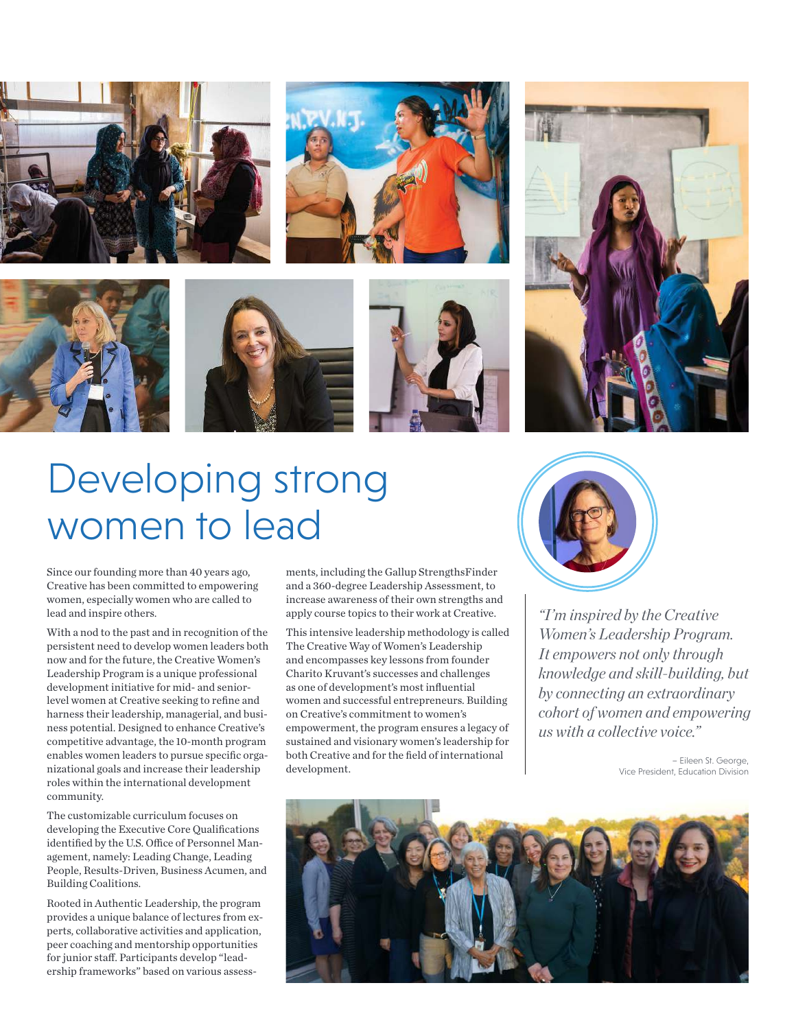# Developing strong women to lead

Since our founding more than 40 years ago, Creative has been committed to empowering women, especially women who are called to lead and inspire others.

With a nod to the past and in recognition of the persistent need to develop women leaders both now and for the future, the Creative Women's Leadership Program is a unique professional development initiative for mid- and senior-level women at Creative seeking to refine and harness their leadership, managerial, and business potential. Designed to enhance Creative's competitive advantage, the 10-month program enables women leaders to pursue specific organizational goals and increase their leadership roles within the international development community.

The customizable curriculum focuses on developing the Executive Core Qualifications identified by the U.S. Office of Personnel Management, namely: Leading Change, Leading People, Results-Driven, Business Acumen, and Building Coalitions.

Rooted in Authentic Leadership, the program provides a unique balance of lectures from experts, collaborative activities and application, peer coaching and mentorship opportunities for junior staff. Participants develop "leadership frameworks" based on various assessments, including the Gallup StrengthsFinder and a 360-degree Leadership Assessment, to increase awareness of their own strengths and apply course topics to their work at Creative.

This intensive leadership methodology is called The Creative Way of Women's Leadership and encompasses key lessons from founder Charito Kruvant's successes and challenges as one of development's most influential women and successful entrepreneurs. Building on Creative's commitment to women's empowerment, the program ensures a legacy of sustained and visionary women's leadership for both Creative and for the field of international development.

*"I'm inspired by the Creative Women's Leadership Program. It empowers not only through knowledge and skill-building, but by connecting an extraordinary cohort of women and empowering us with a collective voice."*

– Eileen St. George, Vice President, Education Division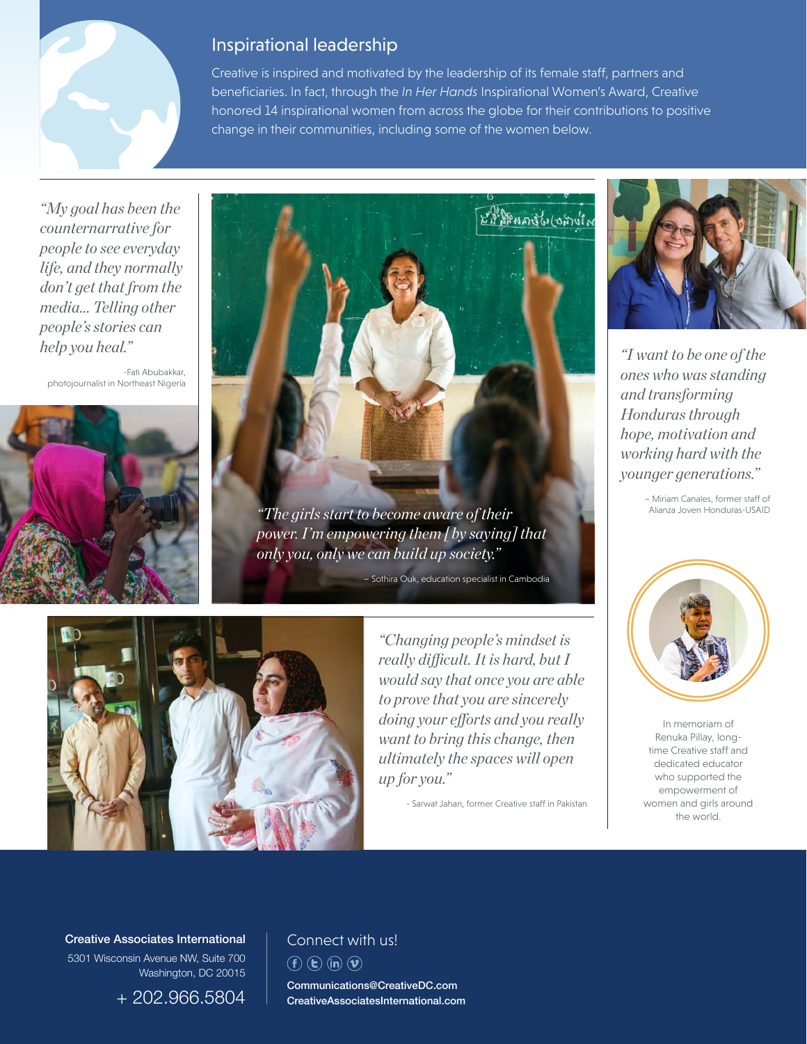## Inspirational leadership

Creative is inspired and motivated by the leadership of its female staff, partners and beneficiaries. In fact, through the *In Her Hands* Inspirational Women's Award, Creative honored 14 inspirational women from across the globe for their contributions to positive change in their communities, including some of the women below.

*"My goal has been the counternarrative for people to see everyday life, and they normally don't get that from the media... Telling other people's stories can help you heal."*

-Fati Abubakkar, photojournalist in Northeast Nigeria

*"The girls start to become aware of their power. I'm empowering them [by saying] that only you, only we can build up society."*

– Sothira Ouk, education specialist in Cambodia

*"I want to be one of the ones who was standing and transforming Honduras through hope, motivation and working hard with the younger generations."*

– Miriam Canales, former staff of Alianza Joven Honduras-USAID

*"Changing people's mindset is really difficult. It is hard, but I would say that once you are able to prove that you are sincerely doing your efforts and you really want to bring this change, then ultimately the spaces will open up for you."*

- Sarwat Jahan, former Creative staff in Pakistan

In memoriam of Renuka Pillay, long-time Creative staff and dedicated educator who supported the empowerment of women and girls around the world.

**Creative Associates International**
5301 Wisconsin Avenue NW, Suite 700
Washington, DC 20015
+ 202.966.5804

Connect with us!

**Communications@CreativeDC.com**
**CreativeAssociatesInternational.com**